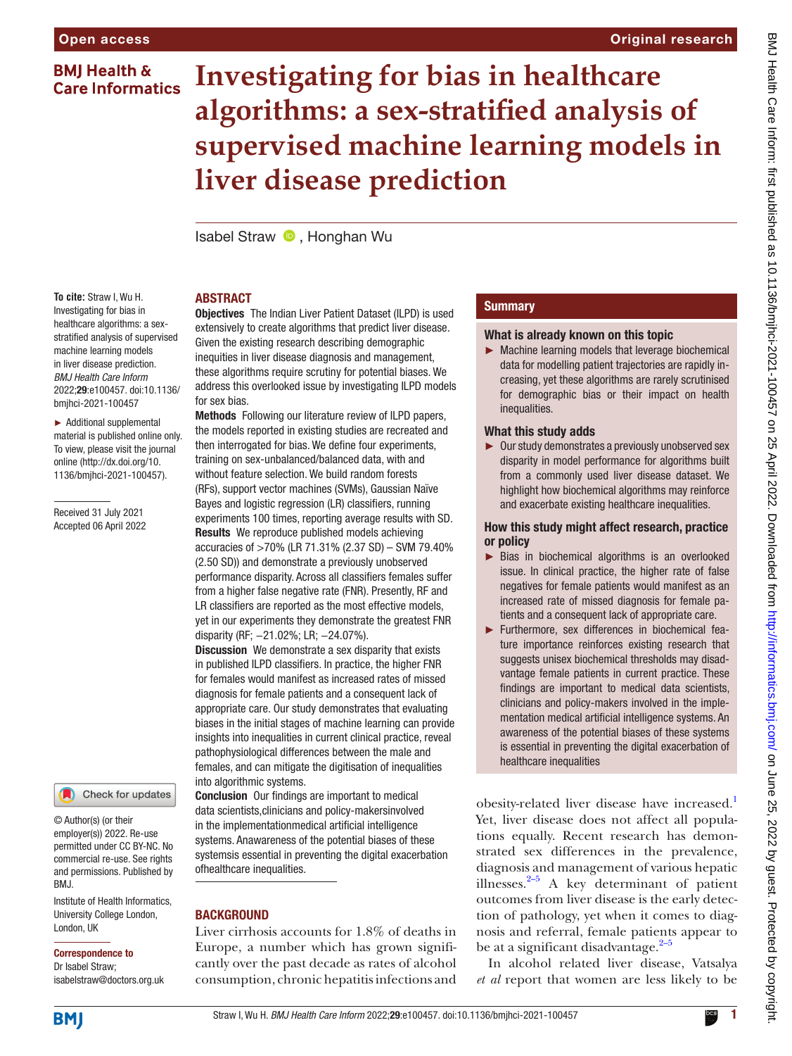Open access

Original research

# Investigating for bias in healthcare algorithms: a sex-stratified analysis of supervised machine learning models in liver disease prediction

Isabel Straw, Honghan Wu

**To cite:** Straw I, Wu H. Investigating for bias in healthcare algorithms: a sex-stratified analysis of supervised machine learning models in liver disease prediction. *BMJ Health Care Inform* 2022;**29**:e100457. doi:10.1136/bmjhci-2021-100457

► Additional supplemental material is published online only. To view, please visit the journal online (http://dx.doi.org/10.1136/bmjhci-2021-100457).

Received 31 July 2021
Accepted 06 April 2022

© Author(s) (or their employer(s)) 2022. Re-use permitted under CC BY-NC. No commercial re-use. See rights and permissions. Published by BMJ.

Institute of Health Informatics, University College London, London, UK

**Correspondence to**
Dr Isabel Straw; isabelstraw@doctors.org.uk

## ABSTRACT

**Objectives** The Indian Liver Patient Dataset (ILPD) is used extensively to create algorithms that predict liver disease. Given the existing research describing demographic inequities in liver disease diagnosis and management, these algorithms require scrutiny for potential biases. We address this overlooked issue by investigating ILPD models for sex bias.

**Methods** Following our literature review of ILPD papers, the models reported in existing studies are recreated and then interrogated for bias. We define four experiments, training on sex-unbalanced/balanced data, with and without feature selection. We build random forests (RFs), support vector machines (SVMs), Gaussian Naïve Bayes and logistic regression (LR) classifiers, running experiments 100 times, reporting average results with SD.

**Results** We reproduce published models achieving accuracies of >70% (LR 71.31% (2.37 SD) – SVM 79.40% (2.50 SD)) and demonstrate a previously unobserved performance disparity. Across all classifiers females suffer from a higher false negative rate (FNR). Presently, RF and LR classifiers are reported as the most effective models, yet in our experiments they demonstrate the greatest FNR disparity (RF; −21.02%; LR; −24.07%).

**Discussion** We demonstrate a sex disparity that exists in published ILPD classifiers. In practice, the higher FNR for females would manifest as increased rates of missed diagnosis for female patients and a consequent lack of appropriate care. Our study demonstrates that evaluating biases in the initial stages of machine learning can provide insights into inequalities in current clinical practice, reveal pathophysiological differences between the male and females, and can mitigate the digitisation of inequalities into algorithmic systems.

**Conclusion** Our findings are important to medical data scientists,clinicians and policy-makersinvolved in the implementationmedical artificial intelligence systems. Anawareness of the potential biases of these systemsis essential in preventing the digital exacerbation ofhealthcare inequalities.

## Summary

### What is already known on this topic

► Machine learning models that leverage biochemical data for modelling patient trajectories are rapidly increasing, yet these algorithms are rarely scrutinised for demographic bias or their impact on health inequalities.

### What this study adds

► Our study demonstrates a previously unobserved sex disparity in model performance for algorithms built from a commonly used liver disease dataset. We highlight how biochemical algorithms may reinforce and exacerbate existing healthcare inequalities.

### How this study might affect research, practice or policy

► Bias in biochemical algorithms is an overlooked issue. In clinical practice, the higher rate of false negatives for female patients would manifest as an increased rate of missed diagnosis for female patients and a consequent lack of appropriate care.

► Furthermore, sex differences in biochemical feature importance reinforces existing research that suggests unisex biochemical thresholds may disadvantage female patients in current practice. These findings are important to medical data scientists, clinicians and policy-makers involved in the implementation medical artificial intelligence systems. An awareness of the potential biases of these systems is essential in preventing the digital exacerbation of healthcare inequalities

## BACKGROUND

Liver cirrhosis accounts for 1.8% of deaths in Europe, a number which has grown significantly over the past decade as rates of alcohol consumption, chronic hepatitis infections and obesity-related liver disease have increased.[1] Yet, liver disease does not affect all populations equally. Recent research has demonstrated sex differences in the prevalence, diagnosis and management of various hepatic illnesses.[2–5] A key determinant of patient outcomes from liver disease is the early detection of pathology, yet when it comes to diagnosis and referral, female patients appear to be at a significant disadvantage.[2–5]

In alcohol related liver disease, Vatsalya *et al* report that women are less likely to be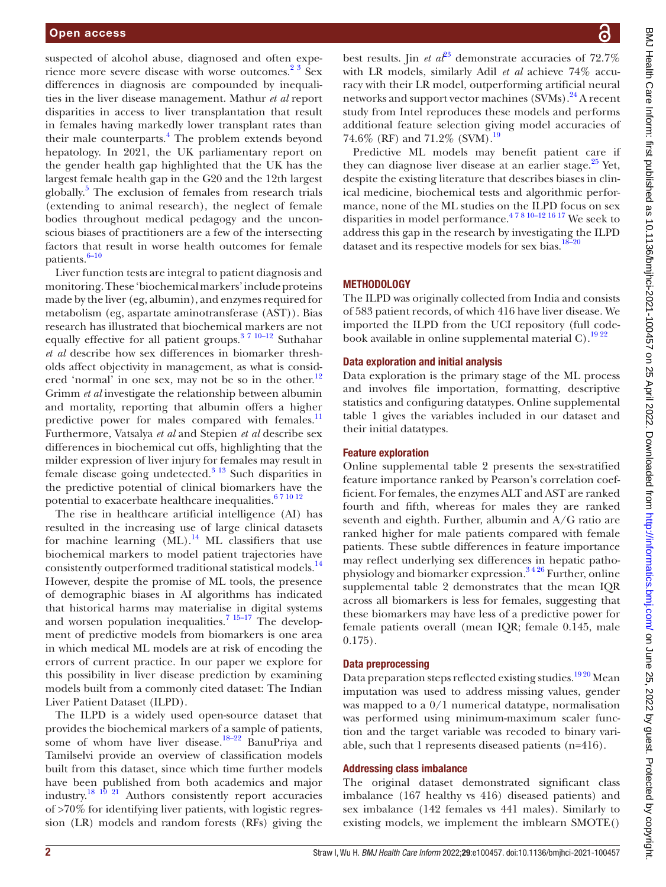suspected of alcohol abuse, diagnosed and often experience more severe disease with worse outcomes.[2 3] Sex differences in diagnosis are compounded by inequalities in the liver disease management. Mathur *et al* report disparities in access to liver transplantation that result in females having markedly lower transplant rates than their male counterparts.[4] The problem extends beyond hepatology. In 2021, the UK parliamentary report on the gender health gap highlighted that the UK has the largest female health gap in the G20 and the 12th largest globally.[5] The exclusion of females from research trials (extending to animal research), the neglect of female bodies throughout medical pedagogy and the unconscious biases of practitioners are a few of the intersecting factors that result in worse health outcomes for female patients.[6–10]

Liver function tests are integral to patient diagnosis and monitoring. These 'biochemical markers' include proteins made by the liver (eg, albumin), and enzymes required for metabolism (eg, aspartate aminotransferase (AST)). Bias research has illustrated that biochemical markers are not equally effective for all patient groups.[3 7 10–12] Suthahar *et al* describe how sex differences in biomarker thresholds affect objectivity in management, as what is considered 'normal' in one sex, may not be so in the other.[12] Grimm *et al* investigate the relationship between albumin and mortality, reporting that albumin offers a higher predictive power for males compared with females.[11] Furthermore, Vatsalya *et al* and Stepien *et al* describe sex differences in biochemical cut offs, highlighting that the milder expression of liver injury for females may result in female disease going undetected.[3 13] Such disparities in the predictive potential of clinical biomarkers have the potential to exacerbate healthcare inequalities.[6 7 10 12]

The rise in healthcare artificial intelligence (AI) has resulted in the increasing use of large clinical datasets for machine learning (ML).[14] ML classifiers that use biochemical markers to model patient trajectories have consistently outperformed traditional statistical models.[14] However, despite the promise of ML tools, the presence of demographic biases in AI algorithms has indicated that historical harms may materialise in digital systems and worsen population inequalities.[7 15–17] The development of predictive models from biomarkers is one area in which medical ML models are at risk of encoding the errors of current practice. In our paper we explore for this possibility in liver disease prediction by examining models built from a commonly cited dataset: The Indian Liver Patient Dataset (ILPD).

The ILPD is a widely used open-source dataset that provides the biochemical markers of a sample of patients, some of whom have liver disease.[18–22] BanuPriya and Tamilselvi provide an overview of classification models built from this dataset, since which time further models have been published from both academics and major industry.[18 19 21] Authors consistently report accuracies of >70% for identifying liver patients, with logistic regression (LR) models and random forests (RFs) giving the best results. Jin *et al*[23] demonstrate accuracies of 72.7% with LR models, similarly Adil *et al* achieve 74% accuracy with their LR model, outperforming artificial neural networks and support vector machines (SVMs).[24] A recent study from Intel reproduces these models and performs additional feature selection giving model accuracies of 74.6% (RF) and 71.2% (SVM).[19]

Predictive ML models may benefit patient care if they can diagnose liver disease at an earlier stage.[25] Yet, despite the existing literature that describes biases in clinical medicine, biochemical tests and algorithmic performance, none of the ML studies on the ILPD focus on sex disparities in model performance.[4 7 8 10–12 16 17] We seek to address this gap in the research by investigating the ILPD dataset and its respective models for sex bias.[18–20]

## METHODOLOGY

The ILPD was originally collected from India and consists of 583 patient records, of which 416 have liver disease. We imported the ILPD from the UCI repository (full codebook available in online supplemental material C).[19 22]

### Data exploration and initial analysis

Data exploration is the primary stage of the ML process and involves file importation, formatting, descriptive statistics and configuring datatypes. Online supplemental table 1 gives the variables included in our dataset and their initial datatypes.

### Feature exploration

Online supplemental table 2 presents the sex-stratified feature importance ranked by Pearson's correlation coefficient. For females, the enzymes ALT and AST are ranked fourth and fifth, whereas for males they are ranked seventh and eighth. Further, albumin and A/G ratio are ranked higher for male patients compared with female patients. These subtle differences in feature importance may reflect underlying sex differences in hepatic pathophysiology and biomarker expression.[3 4 26] Further, online supplemental table 2 demonstrates that the mean IQR across all biomarkers is less for females, suggesting that these biomarkers may have less of a predictive power for female patients overall (mean IQR; female 0.145, male 0.175).

### Data preprocessing

Data preparation steps reflected existing studies.[19 20] Mean imputation was used to address missing values, gender was mapped to a 0/1 numerical datatype, normalisation was performed using minimum-maximum scaler function and the target variable was recoded to binary variable, such that 1 represents diseased patients (n=416).

### Addressing class imbalance

The original dataset demonstrated significant class imbalance (167 healthy vs 416) diseased patients) and sex imbalance (142 females vs 441 males). Similarly to existing models, we implement the imblearn SMOTE()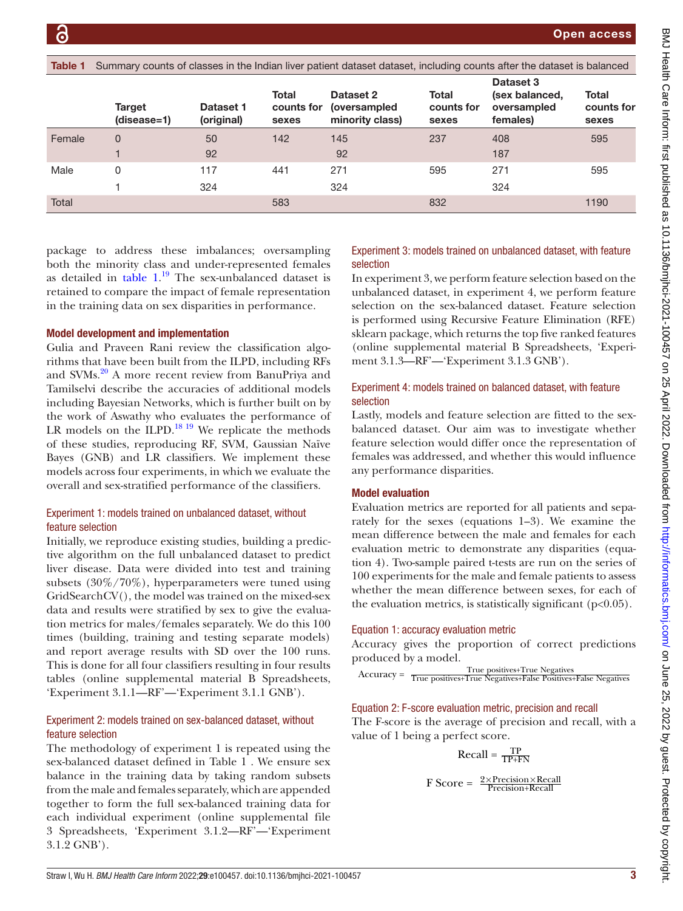**Table 1** Summary counts of classes in the Indian liver patient dataset dataset, including counts after the dataset is balanced

| | Target (disease=1) | Dataset 1 (original) | Total counts for sexes | Dataset 2 (oversampled minority class) | Total counts for sexes | Dataset 3 (sex balanced, oversampled females) | Total counts for sexes |
|---|---|---|---|---|---|---|---|
| Female | 0 | 50 | 142 | 145 | 237 | 408 | 595 |
| | 1 | 92 | | 92 | | 187 | |
| Male | 0 | 117 | 441 | 271 | 595 | 271 | 595 |
| | 1 | 324 | | 324 | | 324 | |
| Total | | | 583 | | 832 | | 1190 |

package to address these imbalances; oversampling both the minority class and under-represented females as detailed in table 1.[19] The sex-unbalanced dataset is retained to compare the impact of female representation in the training data on sex disparities in performance.

### Model development and implementation

Gulia and Praveen Rani review the classification algorithms that have been built from the ILPD, including RFs and SVMs.[20] A more recent review from BanuPriya and Tamilselvi describe the accuracies of additional models including Bayesian Networks, which is further built on by the work of Aswathy who evaluates the performance of LR models on the ILPD.[18,19] We replicate the methods of these studies, reproducing RF, SVM, Gaussian Naïve Bayes (GNB) and LR classifiers. We implement these models across four experiments, in which we evaluate the overall and sex-stratified performance of the classifiers.

#### Experiment 1: models trained on unbalanced dataset, without feature selection

Initially, we reproduce existing studies, building a predictive algorithm on the full unbalanced dataset to predict liver disease. Data were divided into test and training subsets (30%/70%), hyperparameters were tuned using GridSearchCV(), the model was trained on the mixed-sex data and results were stratified by sex to give the evaluation metrics for males/females separately. We do this 100 times (building, training and testing separate models) and report average results with SD over the 100 runs. This is done for all four classifiers resulting in four results tables (online supplemental material B Spreadsheets, 'Experiment 3.1.1—RF'—'Experiment 3.1.1 GNB').

#### Experiment 2: models trained on sex-balanced dataset, without feature selection

The methodology of experiment 1 is repeated using the sex-balanced dataset defined in Table 1 . We ensure sex balance in the training data by taking random subsets from the male and females separately, which are appended together to form the full sex-balanced training data for each individual experiment (online supplemental file 3 Spreadsheets, 'Experiment 3.1.2—RF'—'Experiment 3.1.2 GNB').

#### Experiment 3: models trained on unbalanced dataset, with feature selection

In experiment 3, we perform feature selection based on the unbalanced dataset, in experiment 4, we perform feature selection on the sex-balanced dataset. Feature selection is performed using Recursive Feature Elimination (RFE) sklearn package, which returns the top five ranked features (online supplemental material B Spreadsheets, 'Experiment 3.1.3—RF'—'Experiment 3.1.3 GNB').

#### Experiment 4: models trained on balanced dataset, with feature selection

Lastly, models and feature selection are fitted to the sex-balanced dataset. Our aim was to investigate whether feature selection would differ once the representation of females was addressed, and whether this would influence any performance disparities.

### Model evaluation

Evaluation metrics are reported for all patients and separately for the sexes (equations 1–3). We examine the mean difference between the male and females for each evaluation metric to demonstrate any disparities (equation 4). Two-sample paired t-tests are run on the series of 100 experiments for the male and female patients to assess whether the mean difference between sexes, for each of the evaluation metrics, is statistically significant ($p<0.05$).

#### Equation 1: accuracy evaluation metric

Accuracy gives the proportion of correct predictions produced by a model.

$$\text{Accuracy} = \frac{\text{True positives}+\text{True Negatives}}{\text{True positives}+\text{True Negatives}+\text{False Positives}+\text{False Negatives}}$$

#### Equation 2: F-score evaluation metric, precision and recall

The F-score is the average of precision and recall, with a value of 1 being a perfect score.

$$\text{Recall} = \frac{TP}{TP+FN}$$

$$\text{F Score} = \frac{2\times\text{Precision}\times\text{Recall}}{\text{Precision}+\text{Recall}}$$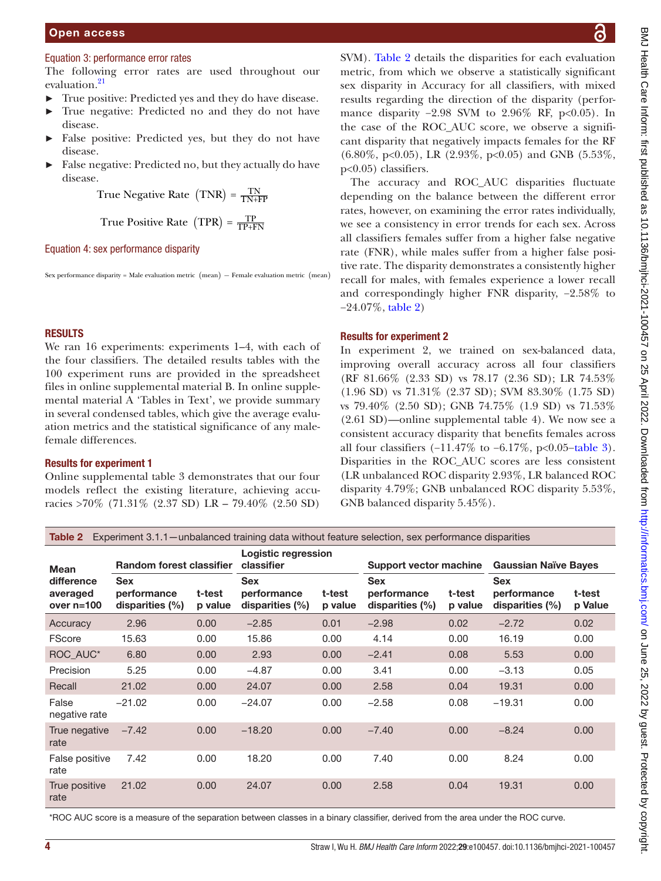### Equation 3: performance error rates

The following error rates are used throughout our evaluation.[21]

- True positive: Predicted yes and they do have disease.
- True negative: Predicted no and they do not have disease.
- False positive: Predicted yes, but they do not have disease.
- False negative: Predicted no, but they actually do have disease.

$$\text{True Negative Rate (TNR)} = \frac{TN}{TN+FP}$$

$$\text{True Positive Rate (TPR)} = \frac{TP}{TP+FN}$$

### Equation 4: sex performance disparity

$$\text{Sex performance disparity} = \text{Male evaluation metric (mean)} - \text{Female evaluation metric (mean)}$$

## RESULTS

We ran 16 experiments: experiments 1–4, with each of the four classifiers. The detailed results tables with the 100 experiment runs are provided in the spreadsheet files in online supplemental material B. In online supplemental material A 'Tables in Text', we provide summary in several condensed tables, which give the average evaluation metrics and the statistical significance of any male-female differences.

### Results for experiment 1

Online supplemental table 3 demonstrates that our four models reflect the existing literature, achieving accuracies >70% (71.31% (2.37 SD) LR – 79.40% (2.50 SD) SVM). Table 2 details the disparities for each evaluation metric, from which we observe a statistically significant sex disparity in Accuracy for all classifiers, with mixed results regarding the direction of the disparity (performance disparity −2.98 SVM to 2.96% RF, p<0.05). In the case of the ROC_AUC score, we observe a significant disparity that negatively impacts females for the RF (6.80%, p<0.05), LR (2.93%, p<0.05) and GNB (5.53%, p<0.05) classifiers.

The accuracy and ROC_AUC disparities fluctuate depending on the balance between the different error rates, however, on examining the error rates individually, we see a consistency in error trends for each sex. Across all classifiers females suffer from a higher false negative rate (FNR), while males suffer from a higher false positive rate. The disparity demonstrates a consistently higher recall for males, with females experience a lower recall and correspondingly higher FNR disparity, −2.58% to −24.07%, table 2)

### Results for experiment 2

In experiment 2, we trained on sex-balanced data, improving overall accuracy across all four classifiers (RF 81.66% (2.33 SD) vs 78.17 (2.36 SD); LR 74.53% (1.96 SD) vs 71.31% (2.37 SD); SVM 83.30% (1.75 SD) vs 79.40% (2.50 SD); GNB 74.75% (1.9 SD) vs 71.53% (2.61 SD)—online supplemental table 4). We now see a consistent accuracy disparity that benefits females across all four classifiers (−11.47% to −6.17%, p<0.05–table 3). Disparities in the ROC_AUC scores are less consistent (LR unbalanced ROC disparity 2.93%, LR balanced ROC disparity 4.79%; GNB unbalanced ROC disparity 5.53%, GNB balanced disparity 5.45%).

**Table 2** Experiment 3.1.1—unbalanced training data without feature selection, sex performance disparities

| Mean difference averaged over n=100 | Random forest classifier | | Logistic regression classifier | | Support vector machine | | Gaussian Naïve Bayes | |
|---|---|---|---|---|---|---|---|---|
| | Sex performance disparities (%) | t-test p value | Sex performance disparities (%) | t-test p value | Sex performance disparities (%) | t-test p value | Sex performance disparities (%) | t-test p Value |
| Accuracy | 2.96 | 0.00 | −2.85 | 0.01 | −2.98 | 0.02 | −2.72 | 0.02 |
| FScore | 15.63 | 0.00 | 15.86 | 0.00 | 4.14 | 0.00 | 16.19 | 0.00 |
| ROC_AUC* | 6.80 | 0.00 | 2.93 | 0.00 | −2.41 | 0.08 | 5.53 | 0.00 |
| Precision | 5.25 | 0.00 | −4.87 | 0.00 | 3.41 | 0.00 | −3.13 | 0.05 |
| Recall | 21.02 | 0.00 | 24.07 | 0.00 | 2.58 | 0.04 | 19.31 | 0.00 |
| False negative rate | −21.02 | 0.00 | −24.07 | 0.00 | −2.58 | 0.08 | −19.31 | 0.00 |
| True negative rate | −7.42 | 0.00 | −18.20 | 0.00 | −7.40 | 0.00 | −8.24 | 0.00 |
| False positive rate | 7.42 | 0.00 | 18.20 | 0.00 | 7.40 | 0.00 | 8.24 | 0.00 |
| True positive rate | 21.02 | 0.00 | 24.07 | 0.00 | 2.58 | 0.04 | 19.31 | 0.00 |

*ROC AUC score is a measure of the separation between classes in a binary classifier, derived from the area under the ROC curve.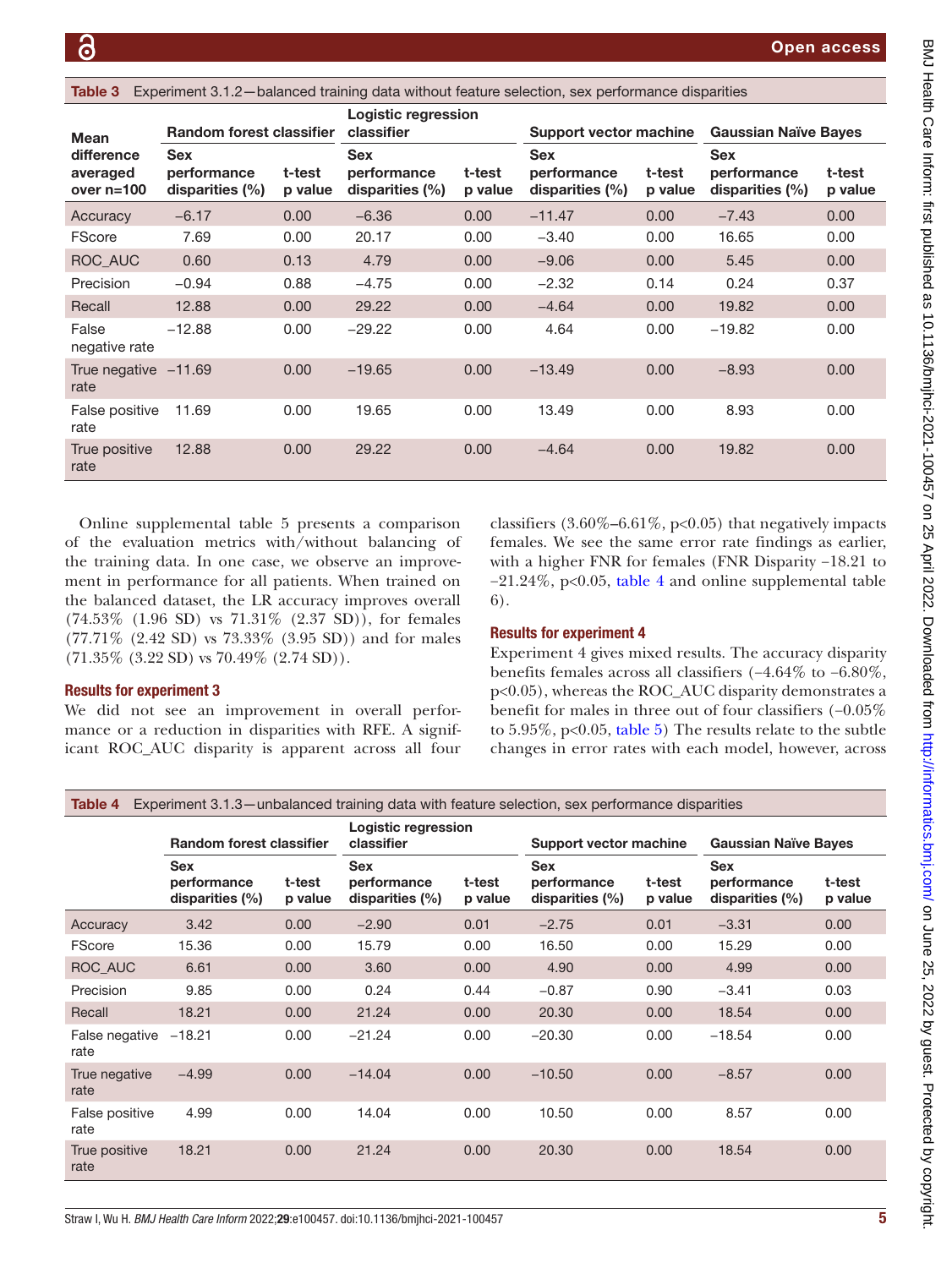Table 3 Experiment 3.1.2—balanced training data without feature selection, sex performance disparities

| Mean difference averaged over n=100 | Random forest classifier | | Logistic regression classifier | | Support vector machine | | Gaussian Naïve Bayes | |
|---|---|---|---|---|---|---|---|---|
| | Sex performance disparities (%) | t-test p value | Sex performance disparities (%) | t-test p value | Sex performance disparities (%) | t-test p value | Sex performance disparities (%) | t-test p value |
| Accuracy | −6.17 | 0.00 | −6.36 | 0.00 | −11.47 | 0.00 | −7.43 | 0.00 |
| FScore | 7.69 | 0.00 | 20.17 | 0.00 | −3.40 | 0.00 | 16.65 | 0.00 |
| ROC_AUC | 0.60 | 0.13 | 4.79 | 0.00 | −9.06 | 0.00 | 5.45 | 0.00 |
| Precision | −0.94 | 0.88 | −4.75 | 0.00 | −2.32 | 0.14 | 0.24 | 0.37 |
| Recall | 12.88 | 0.00 | 29.22 | 0.00 | −4.64 | 0.00 | 19.82 | 0.00 |
| False negative rate | −12.88 | 0.00 | −29.22 | 0.00 | 4.64 | 0.00 | −19.82 | 0.00 |
| True negative rate | −11.69 | 0.00 | −19.65 | 0.00 | −13.49 | 0.00 | −8.93 | 0.00 |
| False positive rate | 11.69 | 0.00 | 19.65 | 0.00 | 13.49 | 0.00 | 8.93 | 0.00 |
| True positive rate | 12.88 | 0.00 | 29.22 | 0.00 | −4.64 | 0.00 | 19.82 | 0.00 |

Online supplemental table 5 presents a comparison of the evaluation metrics with/without balancing of the training data. In one case, we observe an improvement in performance for all patients. When trained on the balanced dataset, the LR accuracy improves overall (74.53% (1.96 SD) vs 71.31% (2.37 SD)), for females (77.71% (2.42 SD) vs 73.33% (3.95 SD)) and for males (71.35% (3.22 SD) vs 70.49% (2.74 SD)).

### Results for experiment 3

We did not see an improvement in overall performance or a reduction in disparities with RFE. A significant ROC_AUC disparity is apparent across all four classifiers (3.60%–6.61%, p<0.05) that negatively impacts females. We see the same error rate findings as earlier, with a higher FNR for females (FNR Disparity −18.21 to −21.24%, p<0.05, table 4 and online supplemental table 6).

### Results for experiment 4

Experiment 4 gives mixed results. The accuracy disparity benefits females across all classifiers (−4.64% to −6.80%, p<0.05), whereas the ROC_AUC disparity demonstrates a benefit for males in three out of four classifiers (−0.05% to 5.95%, p<0.05, table 5) The results relate to the subtle changes in error rates with each model, however, across

Table 4 Experiment 3.1.3—unbalanced training data with feature selection, sex performance disparities

| | Random forest classifier | | Logistic regression classifier | | Support vector machine | | Gaussian Naïve Bayes | |
|---|---|---|---|---|---|---|---|---|
| | Sex performance disparities (%) | t-test p value | Sex performance disparities (%) | t-test p value | Sex performance disparities (%) | t-test p value | Sex performance disparities (%) | t-test p value |
| Accuracy | 3.42 | 0.00 | −2.90 | 0.01 | −2.75 | 0.01 | −3.31 | 0.00 |
| FScore | 15.36 | 0.00 | 15.79 | 0.00 | 16.50 | 0.00 | 15.29 | 0.00 |
| ROC_AUC | 6.61 | 0.00 | 3.60 | 0.00 | 4.90 | 0.00 | 4.99 | 0.00 |
| Precision | 9.85 | 0.00 | 0.24 | 0.44 | −0.87 | 0.90 | −3.41 | 0.03 |
| Recall | 18.21 | 0.00 | 21.24 | 0.00 | 20.30 | 0.00 | 18.54 | 0.00 |
| False negative rate | −18.21 | 0.00 | −21.24 | 0.00 | −20.30 | 0.00 | −18.54 | 0.00 |
| True negative rate | −4.99 | 0.00 | −14.04 | 0.00 | −10.50 | 0.00 | −8.57 | 0.00 |
| False positive rate | 4.99 | 0.00 | 14.04 | 0.00 | 10.50 | 0.00 | 8.57 | 0.00 |
| True positive rate | 18.21 | 0.00 | 21.24 | 0.00 | 20.30 | 0.00 | 18.54 | 0.00 |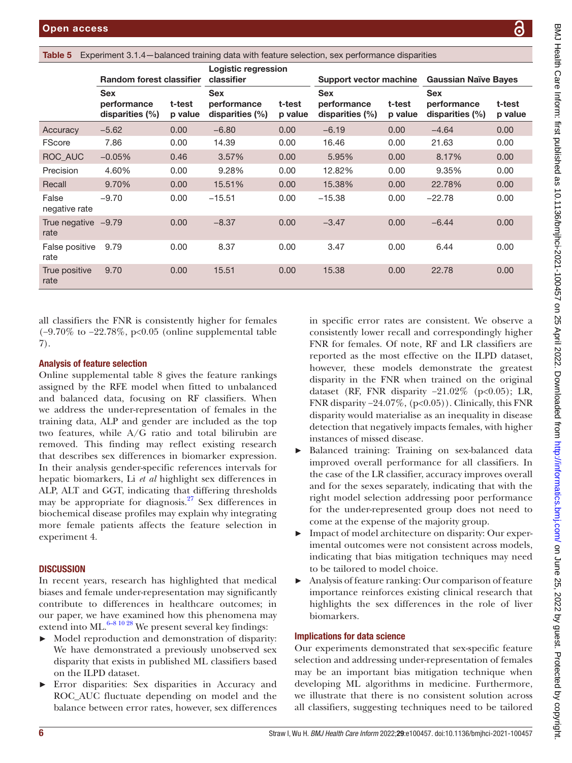**Table 5** Experiment 3.1.4—balanced training data with feature selection, sex performance disparities

| | Random forest classifier | | Logistic regression classifier | | Support vector machine | | Gaussian Naïve Bayes | |
|---|---|---|---|---|---|---|---|---|
| | Sex performance disparities (%) | t-test p value | Sex performance disparities (%) | t-test p value | Sex performance disparities (%) | t-test p value | Sex performance disparities (%) | t-test p value |
| Accuracy | −5.62 | 0.00 | −6.80 | 0.00 | −6.19 | 0.00 | −4.64 | 0.00 |
| FScore | 7.86 | 0.00 | 14.39 | 0.00 | 16.46 | 0.00 | 21.63 | 0.00 |
| ROC_AUC | −0.05% | 0.46 | 3.57% | 0.00 | 5.95% | 0.00 | 8.17% | 0.00 |
| Precision | 4.60% | 0.00 | 9.28% | 0.00 | 12.82% | 0.00 | 9.35% | 0.00 |
| Recall | 9.70% | 0.00 | 15.51% | 0.00 | 15.38% | 0.00 | 22.78% | 0.00 |
| False negative rate | −9.70 | 0.00 | −15.51 | 0.00 | −15.38 | 0.00 | −22.78 | 0.00 |
| True negative rate | −9.79 | 0.00 | −8.37 | 0.00 | −3.47 | 0.00 | −6.44 | 0.00 |
| False positive rate | 9.79 | 0.00 | 8.37 | 0.00 | 3.47 | 0.00 | 6.44 | 0.00 |
| True positive rate | 9.70 | 0.00 | 15.51 | 0.00 | 15.38 | 0.00 | 22.78 | 0.00 |

all classifiers the FNR is consistently higher for females (−9.70% to −22.78%, p<0.05 (online supplemental table 7).

### Analysis of feature selection

Online supplemental table 8 gives the feature rankings assigned by the RFE model when fitted to unbalanced and balanced data, focusing on RF classifiers. When we address the under-representation of females in the training data, ALP and gender are included as the top two features, while A/G ratio and total bilirubin are removed. This finding may reflect existing research that describes sex differences in biomarker expression. In their analysis gender-specific references intervals for hepatic biomarkers, Li *et al* highlight sex differences in ALP, ALT and GGT, indicating that differing thresholds may be appropriate for diagnosis.[27] Sex differences in biochemical disease profiles may explain why integrating more female patients affects the feature selection in experiment 4.

## DISCUSSION

In recent years, research has highlighted that medical biases and female under-representation may significantly contribute to differences in healthcare outcomes; in our paper, we have examined how this phenomena may extend into ML.[6–8 10 28] We present several key findings:

- Model reproduction and demonstration of disparity: We have demonstrated a previously unobserved sex disparity that exists in published ML classifiers based on the ILPD dataset.
- Error disparities: Sex disparities in Accuracy and ROC_AUC fluctuate depending on model and the balance between error rates, however, sex differences in specific error rates are consistent. We observe a consistently lower recall and correspondingly higher FNR for females. Of note, RF and LR classifiers are reported as the most effective on the ILPD dataset, however, these models demonstrate the greatest disparity in the FNR when trained on the original dataset (RF, FNR disparity −21.02% (p<0.05); LR, FNR disparity −24.07%, (p<0.05)). Clinically, this FNR disparity would materialise as an inequality in disease detection that negatively impacts females, with higher instances of missed disease.
- Balanced training: Training on sex-balanced data improved overall performance for all classifiers. In the case of the LR classifier, accuracy improves overall and for the sexes separately, indicating that with the right model selection addressing poor performance for the under-represented group does not need to come at the expense of the majority group.
- Impact of model architecture on disparity: Our experimental outcomes were not consistent across models, indicating that bias mitigation techniques may need to be tailored to model choice.
- Analysis of feature ranking: Our comparison of feature importance reinforces existing clinical research that highlights the sex differences in the role of liver biomarkers.

### Implications for data science

Our experiments demonstrated that sex-specific feature selection and addressing under-representation of females may be an important bias mitigation technique when developing ML algorithms in medicine. Furthermore, we illustrate that there is no consistent solution across all classifiers, suggesting techniques need to be tailored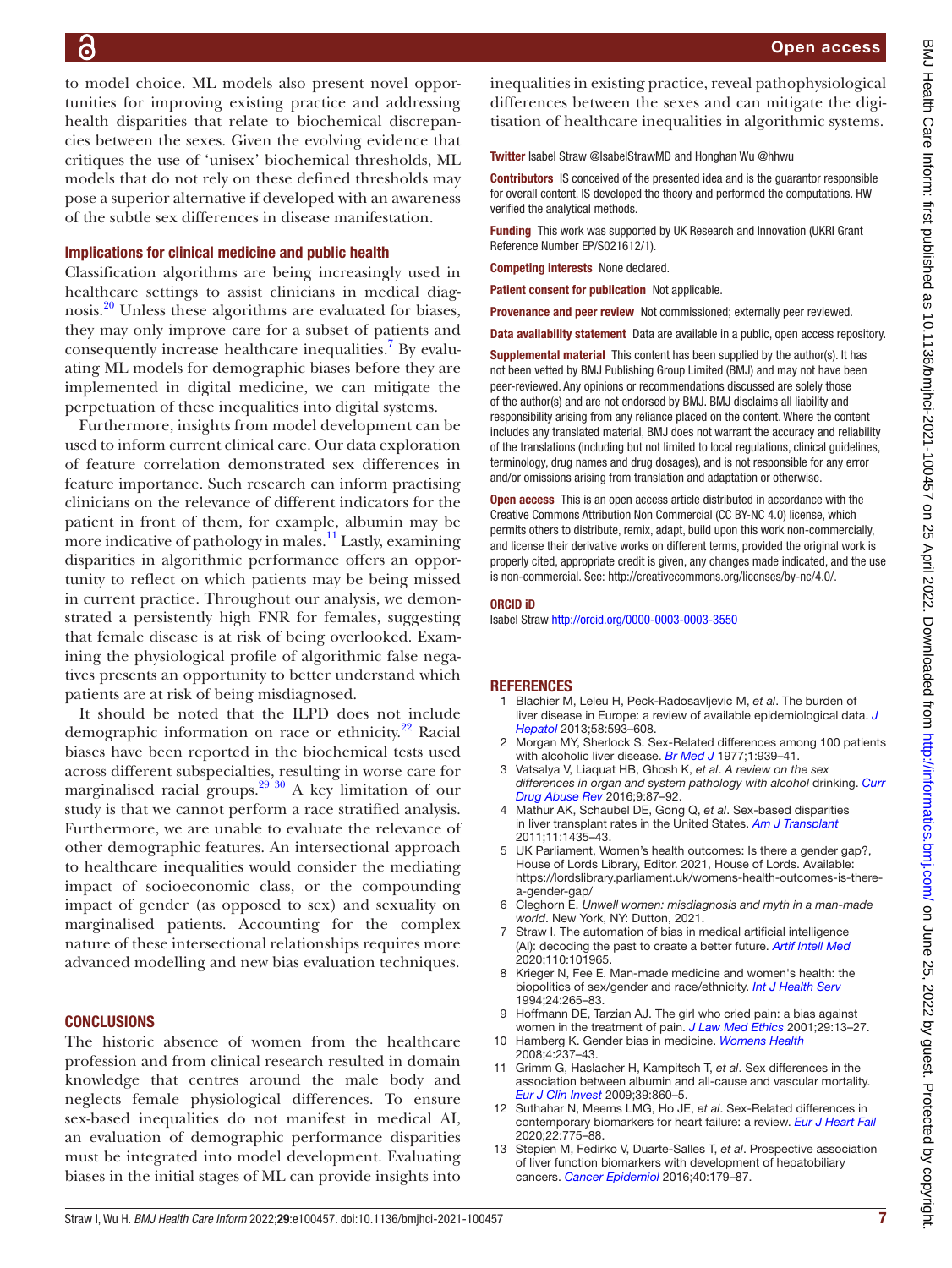to model choice. ML models also present novel opportunities for improving existing practice and addressing health disparities that relate to biochemical discrepancies between the sexes. Given the evolving evidence that critiques the use of 'unisex' biochemical thresholds, ML models that do not rely on these defined thresholds may pose a superior alternative if developed with an awareness of the subtle sex differences in disease manifestation.

### Implications for clinical medicine and public health

Classification algorithms are being increasingly used in healthcare settings to assist clinicians in medical diagnosis.[20] Unless these algorithms are evaluated for biases, they may only improve care for a subset of patients and consequently increase healthcare inequalities.[7] By evaluating ML models for demographic biases before they are implemented in digital medicine, we can mitigate the perpetuation of these inequalities into digital systems.

Furthermore, insights from model development can be used to inform current clinical care. Our data exploration of feature correlation demonstrated sex differences in feature importance. Such research can inform practising clinicians on the relevance of different indicators for the patient in front of them, for example, albumin may be more indicative of pathology in males.[11] Lastly, examining disparities in algorithmic performance offers an opportunity to reflect on which patients may be being missed in current practice. Throughout our analysis, we demonstrated a persistently high FNR for females, suggesting that female disease is at risk of being overlooked. Examining the physiological profile of algorithmic false negatives presents an opportunity to better understand which patients are at risk of being misdiagnosed.

It should be noted that the ILPD does not include demographic information on race or ethnicity.[22] Racial biases have been reported in the biochemical tests used across different subspecialties, resulting in worse care for marginalised racial groups.[29 30] A key limitation of our study is that we cannot perform a race stratified analysis. Furthermore, we are unable to evaluate the relevance of other demographic features. An intersectional approach to healthcare inequalities would consider the mediating impact of socioeconomic class, or the compounding impact of gender (as opposed to sex) and sexuality on marginalised patients. Accounting for the complex nature of these intersectional relationships requires more advanced modelling and new bias evaluation techniques.

## CONCLUSIONS

The historic absence of women from the healthcare profession and from clinical research resulted in domain knowledge that centres around the male body and neglects female physiological differences. To ensure sex-based inequalities do not manifest in medical AI, an evaluation of demographic performance disparities must be integrated into model development. Evaluating biases in the initial stages of ML can provide insights into inequalities in existing practice, reveal pathophysiological differences between the sexes and can mitigate the digitisation of healthcare inequalities in algorithmic systems.

**Twitter** Isabel Straw @IsabelStrawMD and Honghan Wu @hhwu

**Contributors** IS conceived of the presented idea and is the guarantor responsible for overall content. IS developed the theory and performed the computations. HW verified the analytical methods.

**Funding** This work was supported by UK Research and Innovation (UKRI Grant Reference Number EP/S021612/1).

**Competing interests** None declared.

**Patient consent for publication** Not applicable.

**Provenance and peer review** Not commissioned; externally peer reviewed.

**Data availability statement** Data are available in a public, open access repository.

**Supplemental material** This content has been supplied by the author(s). It has not been vetted by BMJ Publishing Group Limited (BMJ) and may not have been peer-reviewed. Any opinions or recommendations discussed are solely those of the author(s) and are not endorsed by BMJ. BMJ disclaims all liability and responsibility arising from any reliance placed on the content. Where the content includes any translated material, BMJ does not warrant the accuracy and reliability of the translations (including but not limited to local regulations, clinical guidelines, terminology, drug names and drug dosages), and is not responsible for any error and/or omissions arising from translation and adaptation or otherwise.

**Open access** This is an open access article distributed in accordance with the Creative Commons Attribution Non Commercial (CC BY-NC 4.0) license, which permits others to distribute, remix, adapt, build upon this work non-commercially, and license their derivative works on different terms, provided the original work is properly cited, appropriate credit is given, any changes made indicated, and the use is non-commercial. See: http://creativecommons.org/licenses/by-nc/4.0/.

**ORCID iD**

Isabel Straw http://orcid.org/0000-0003-0003-3550

## REFERENCES

1. Blachier M, Leleu H, Peck-Radosavljevic M, *et al*. The burden of liver disease in Europe: a review of available epidemiological data. *J Hepatol* 2013;58:593–608.
2. Morgan MY, Sherlock S. Sex-Related differences among 100 patients with alcoholic liver disease. *Br Med J* 1977;1:939–41.
3. Vatsalya V, Liaquat HB, Ghosh K, *et al*. *A review on the sex differences in organ and system pathology with alcohol* drinking. *Curr Drug Abuse Rev* 2016;9:87–92.
4. Mathur AK, Schaubel DE, Gong Q, *et al*. Sex-based disparities in liver transplant rates in the United States. *Am J Transplant* 2011;11:1435–43.
5. UK Parliament, Women's health outcomes: Is there a gender gap?, House of Lords Library, Editor. 2021, House of Lords. Available: https://lordslibrary.parliament.uk/womens-health-outcomes-is-there-a-gender-gap/
6. Cleghorn E. *Unwell women: misdiagnosis and myth in a man-made world*. New York, NY: Dutton, 2021.
7. Straw I. The automation of bias in medical artificial intelligence (AI): decoding the past to create a better future. *Artif Intell Med* 2020;110:101965.
8. Krieger N, Fee E. Man-made medicine and women's health: the biopolitics of sex/gender and race/ethnicity. *Int J Health Serv* 1994;24:265–83.
9. Hoffmann DE, Tarzian AJ. The girl who cried pain: a bias against women in the treatment of pain. *J Law Med Ethics* 2001;29:13–27.
10. Hamberg K. Gender bias in medicine. *Womens Health* 2008;4:237–43.
11. Grimm G, Haslacher H, Kampitsch T, *et al*. Sex differences in the association between albumin and all-cause and vascular mortality. *Eur J Clin Invest* 2009;39:860–5.
12. Suthahar N, Meems LMG, Ho JE, *et al*. Sex-Related differences in contemporary biomarkers for heart failure: a review. *Eur J Heart Fail* 2020;22:775–88.
13. Stepien M, Fedirko V, Duarte-Salles T, *et al*. Prospective association of liver function biomarkers with development of hepatobiliary cancers. *Cancer Epidemiol* 2016;40:179–87.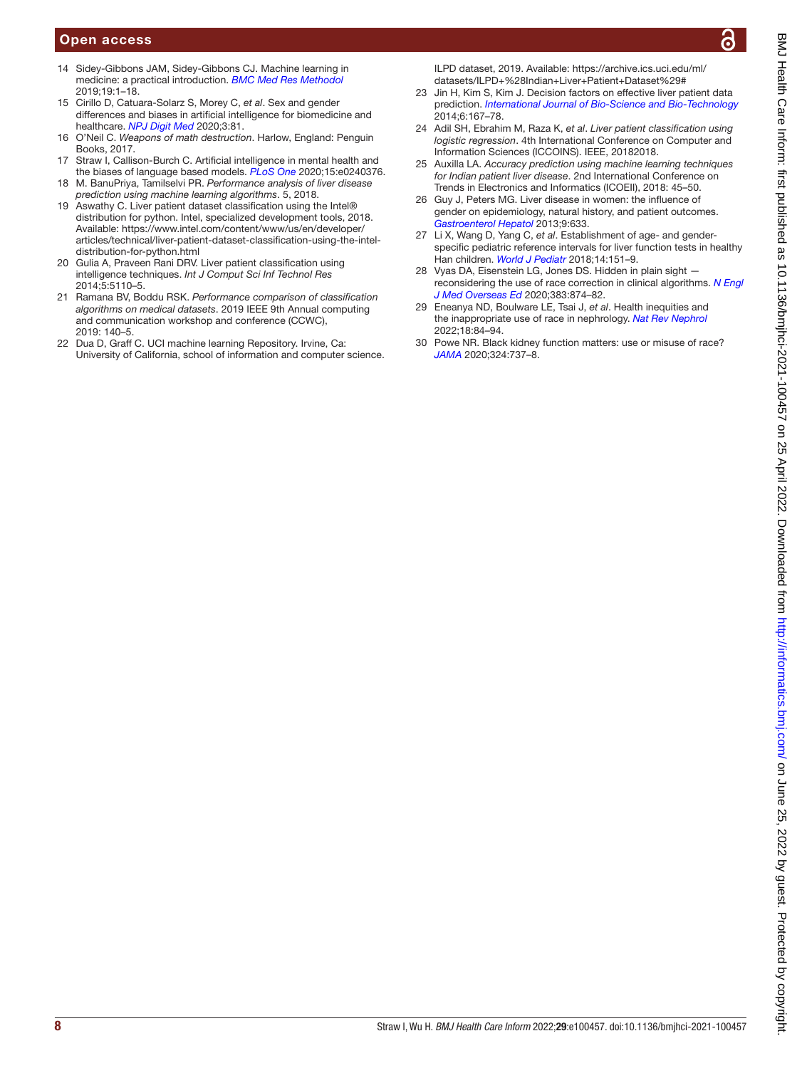14. Sidey-Gibbons JAM, Sidey-Gibbons CJ. Machine learning in medicine: a practical introduction. *BMC Med Res Methodol* 2019;19:1–18.
15. Cirillo D, Catuara-Solarz S, Morey C, *et al*. Sex and gender differences and biases in artificial intelligence for biomedicine and healthcare. *NPJ Digit Med* 2020;3:81.
16. O'Neil C. *Weapons of math destruction*. Harlow, England: Penguin Books, 2017.
17. Straw I, Callison-Burch C. Artificial intelligence in mental health and the biases of language based models. *PLoS One* 2020;15:e0240376.
18. M. BanuPriya, Tamilselvi PR. *Performance analysis of liver disease prediction using machine learning algorithms*. 5, 2018.
19. Aswathy C. Liver patient dataset classification using the Intel® distribution for python. Intel, specialized development tools, 2018. Available: https://www.intel.com/content/www/us/en/developer/articles/technical/liver-patient-dataset-classification-using-the-intel-distribution-for-python.html
20. Gulia A, Praveen Rani DRV. Liver patient classification using intelligence techniques. *Int J Comput Sci Inf Technol Res* 2014;5:5110–5.
21. Ramana BV, Boddu RSK. *Performance comparison of classification algorithms on medical datasets*. 2019 IEEE 9th Annual computing and communication workshop and conference (CCWC), 2019: 140–5.
22. Dua D, Graff C. UCI machine learning Repository. Irvine, Ca: University of California, school of information and computer science. ILPD dataset, 2019. Available: https://archive.ics.uci.edu/ml/datasets/ILPD+%28Indian+Liver+Patient+Dataset%29#
23. Jin H, Kim S, Kim J. Decision factors on effective liver patient data prediction. *International Journal of Bio-Science and Bio-Technology* 2014;6:167–78.
24. Adil SH, Ebrahim M, Raza K, *et al*. *Liver patient classification using logistic regression*. 4th International Conference on Computer and Information Sciences (ICCOINS). IEEE, 20182018.
25. Auxilla LA. *Accuracy prediction using machine learning techniques for Indian patient liver disease*. 2nd International Conference on Trends in Electronics and Informatics (ICOEII), 2018: 45–50.
26. Guy J, Peters MG. Liver disease in women: the influence of gender on epidemiology, natural history, and patient outcomes. *Gastroenterol Hepatol* 2013;9:633.
27. Li X, Wang D, Yang C, *et al*. Establishment of age- and gender-specific pediatric reference intervals for liver function tests in healthy Han children. *World J Pediatr* 2018;14:151–9.
28. Vyas DA, Eisenstein LG, Jones DS. Hidden in plain sight — reconsidering the use of race correction in clinical algorithms. *N Engl J Med Overseas Ed* 2020;383:874–82.
29. Eneanya ND, Boulware LE, Tsai J, *et al*. Health inequities and the inappropriate use of race in nephrology. *Nat Rev Nephrol* 2022;18:84–94.
30. Powe NR. Black kidney function matters: use or misuse of race? *JAMA* 2020;324:737–8.